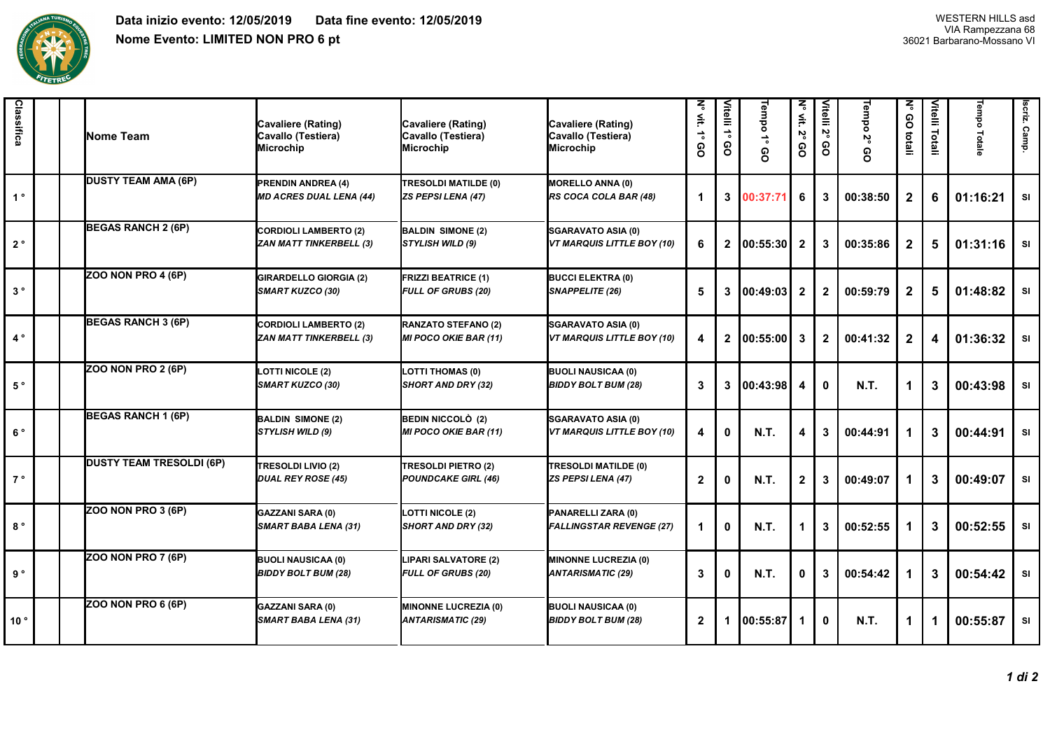**Data inizio evento: 12/05/2019** **Data fine evento: 12/05/2019**

**Nome Evento: LIMITED NON PRO 6 pt**

WESTERN HILLS asd
VIA Rampezzana 68
36021 Barbarano-Mossano VI

| Classifica | | | Nome Team | Cavaliere (Rating) Cavallo (Testiera) Microchip | Cavaliere (Rating) Cavallo (Testiera) Microchip | Cavaliere (Rating) Cavallo (Testiera) Microchip | N° vit. 1° GO | Vitelli 1° GO | Tempo 1° GO | N° vit. 2° GO | Vitelli 2° GO | Tempo 2° GO | N° GO totali | Vitelli Totali | Tempo Totale | Iscriz. Camp. |
|---|---|---|---|---|---|---|---|---|---|---|---|---|---|---|---|---|
| 1° | | | DUSTY TEAM AMA (6P) | PRENDIN ANDREA (4) *MD ACRES DUAL LENA (44)* | TRESOLDI MATILDE (0) *ZS PEPSI LENA (47)* | MORELLO ANNA (0) *RS COCA COLA BAR (48)* | 1 | 3 | 00:37:71 | 6 | 3 | 00:38:50 | 2 | 6 | 01:16:21 | SI |
| 2° | | | BEGAS RANCH 2 (6P) | CORDIOLI LAMBERTO (2) *ZAN MATT TINKERBELL (3)* | BALDIN SIMONE (2) *STYLISH WILD (9)* | SGARAVATO ASIA (0) *VT MARQUIS LITTLE BOY (10)* | 6 | 2 | 00:55:30 | 2 | 3 | 00:35:86 | 2 | 5 | 01:31:16 | SI |
| 3° | | | ZOO NON PRO 4 (6P) | GIRARDELLO GIORGIA (2) *SMART KUZCO (30)* | FRIZZI BEATRICE (1) *FULL OF GRUBS (20)* | BUCCI ELEKTRA (0) *SNAPPELITE (26)* | 5 | 3 | 00:49:03 | 2 | 2 | 00:59:79 | 2 | 5 | 01:48:82 | SI |
| 4° | | | BEGAS RANCH 3 (6P) | CORDIOLI LAMBERTO (2) *ZAN MATT TINKERBELL (3)* | RANZATO STEFANO (2) *MI POCO OKIE BAR (11)* | SGARAVATO ASIA (0) *VT MARQUIS LITTLE BOY (10)* | 4 | 2 | 00:55:00 | 3 | 2 | 00:41:32 | 2 | 4 | 01:36:32 | SI |
| 5° | | | ZOO NON PRO 2 (6P) | LOTTI NICOLE (2) *SMART KUZCO (30)* | LOTTI THOMAS (0) *SHORT AND DRY (32)* | BUOLI NAUSICAA (0) *BIDDY BOLT BUM (28)* | 3 | 3 | 00:43:98 | 4 | 0 | N.T. | 1 | 3 | 00:43:98 | SI |
| 6° | | | BEGAS RANCH 1 (6P) | BALDIN SIMONE (2) *STYLISH WILD (9)* | BEDIN NICCOLÒ (2) *MI POCO OKIE BAR (11)* | SGARAVATO ASIA (0) *VT MARQUIS LITTLE BOY (10)* | 4 | 0 | N.T. | 4 | 3 | 00:44:91 | 1 | 3 | 00:44:91 | SI |
| 7° | | | DUSTY TEAM TRESOLDI (6P) | TRESOLDI LIVIO (2) *DUAL REY ROSE (45)* | TRESOLDI PIETRO (2) *POUNDCAKE GIRL (46)* | TRESOLDI MATILDE (0) *ZS PEPSI LENA (47)* | 2 | 0 | N.T. | 2 | 3 | 00:49:07 | 1 | 3 | 00:49:07 | SI |
| 8° | | | ZOO NON PRO 3 (6P) | GAZZANI SARA (0) *SMART BABA LENA (31)* | LOTTI NICOLE (2) *SHORT AND DRY (32)* | PANARELLI ZARA (0) *FALLINGSTAR REVENGE (27)* | 1 | 0 | N.T. | 1 | 3 | 00:52:55 | 1 | 3 | 00:52:55 | SI |
| 9° | | | ZOO NON PRO 7 (6P) | BUOLI NAUSICAA (0) *BIDDY BOLT BUM (28)* | LIPARI SALVATORE (2) *FULL OF GRUBS (20)* | MINONNE LUCREZIA (0) *ANTARISMATIC (29)* | 3 | 0 | N.T. | 0 | 3 | 00:54:42 | 1 | 3 | 00:54:42 | SI |
| 10° | | | ZOO NON PRO 6 (6P) | GAZZANI SARA (0) *SMART BABA LENA (31)* | MINONNE LUCREZIA (0) *ANTARISMATIC (29)* | BUOLI NAUSICAA (0) *BIDDY BOLT BUM (28)* | 2 | 1 | 00:55:87 | 1 | 0 | N.T. | 1 | 1 | 00:55:87 | SI |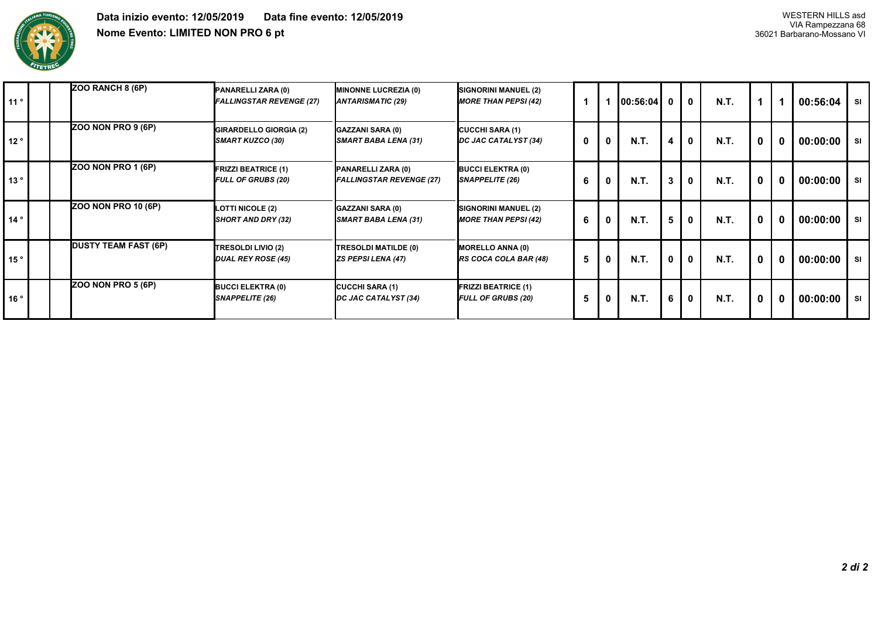**Data inizio evento: 12/05/2019** **Data fine evento: 12/05/2019**

**Nome Evento: LIMITED NON PRO 6 pt**

WESTERN HILLS asd
VIA Rampezzana 68
36021 Barbarano-Mossano VI

| | | | | | | | | | | | | | | | | |
|---|---|---|---|---|---|---|---|---|---|---|---|---|---|---|---|---|
| 11 ° | | | ZOO RANCH 8 (6P) | PANARELLI ZARA (0) *FALLINGSTAR REVENGE (27)* | MINONNE LUCREZIA (0) *ANTARISMATIC (29)* | SIGNORINI MANUEL (2) *MORE THAN PEPSI (42)* | 1 | 1 | 00:56:04 | 0 | 0 | N.T. | 1 | 1 | 00:56:04 | SI |
| 12 ° | | | ZOO NON PRO 9 (6P) | GIRARDELLO GIORGIA (2) *SMART KUZCO (30)* | GAZZANI SARA (0) *SMART BABA LENA (31)* | CUCCHI SARA (1) *DC JAC CATALYST (34)* | 0 | 0 | N.T. | 4 | 0 | N.T. | 0 | 0 | 00:00:00 | SI |
| 13 ° | | | ZOO NON PRO 1 (6P) | FRIZZI BEATRICE (1) *FULL OF GRUBS (20)* | PANARELLI ZARA (0) *FALLINGSTAR REVENGE (27)* | BUCCI ELEKTRA (0) *SNAPPELITE (26)* | 6 | 0 | N.T. | 3 | 0 | N.T. | 0 | 0 | 00:00:00 | SI |
| 14 ° | | | ZOO NON PRO 10 (6P) | LOTTI NICOLE (2) *SHORT AND DRY (32)* | GAZZANI SARA (0) *SMART BABA LENA (31)* | SIGNORINI MANUEL (2) *MORE THAN PEPSI (42)* | 6 | 0 | N.T. | 5 | 0 | N.T. | 0 | 0 | 00:00:00 | SI |
| 15 ° | | | DUSTY TEAM FAST (6P) | TRESOLDI LIVIO (2) *DUAL REY ROSE (45)* | TRESOLDI MATILDE (0) *ZS PEPSI LENA (47)* | MORELLO ANNA (0) *RS COCA COLA BAR (48)* | 5 | 0 | N.T. | 0 | 0 | N.T. | 0 | 0 | 00:00:00 | SI |
| 16 ° | | | ZOO NON PRO 5 (6P) | BUCCI ELEKTRA (0) *SNAPPELITE (26)* | CUCCHI SARA (1) *DC JAC CATALYST (34)* | FRIZZI BEATRICE (1) *FULL OF GRUBS (20)* | 5 | 0 | N.T. | 6 | 0 | N.T. | 0 | 0 | 00:00:00 | SI |